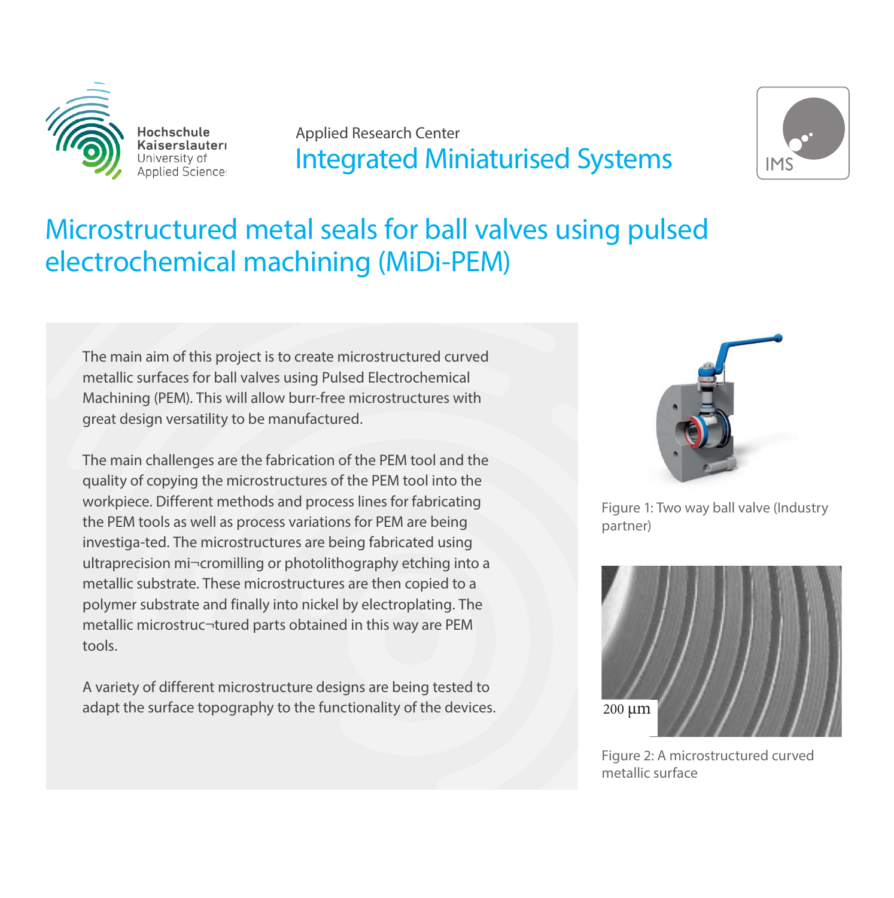Hochschule Kaiserslautern
University of Applied Sciences

Applied Research Center
Integrated Miniaturised Systems

IMS

# Microstructured metal seals for ball valves using pulsed electrochemical machining (MiDi-PEM)

The main aim of this project is to create microstructured curved metallic surfaces for ball valves using Pulsed Electrochemical Machining (PEM). This will allow burr-free microstructures with great design versatility to be manufactured.

The main challenges are the fabrication of the PEM tool and the quality of copying the microstructures of the PEM tool into the workpiece. Different methods and process lines for fabricating the PEM tools as well as process variations for PEM are being investiga-ted. The microstructures are being fabricated using ultraprecision mi¬cromilling or photolithography etching into a metallic substrate. These microstructures are then copied to a polymer substrate and finally into nickel by electroplating. The metallic microstruc¬tured parts obtained in this way are PEM tools.

A variety of different microstructure designs are being tested to adapt the surface topography to the functionality of the devices.

Figure 1: Two way ball valve (Industry partner)

200 µm

Figure 2: A microstructured curved metallic surface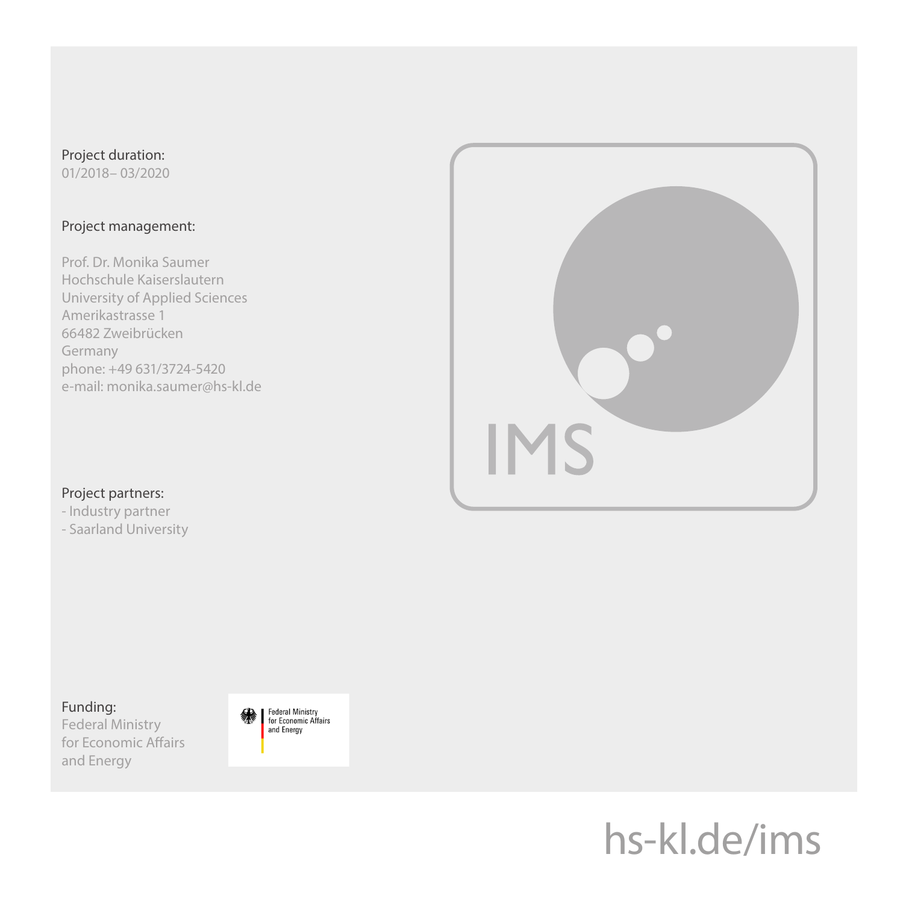Project duration:
01/2018– 03/2020

Project management:

Prof. Dr. Monika Saumer
Hochschule Kaiserslautern
University of Applied Sciences
Amerikastrasse 1
66482 Zweibrücken
Germany
phone: +49 631/3724-5420
e-mail: monika.saumer@hs-kl.de

IMS

Project partners:
- Industry partner
- Saarland University

Funding:
Federal Ministry
for Economic Affairs
and Energy

Federal Ministry
for Economic Affairs
and Energy

hs-kl.de/ims